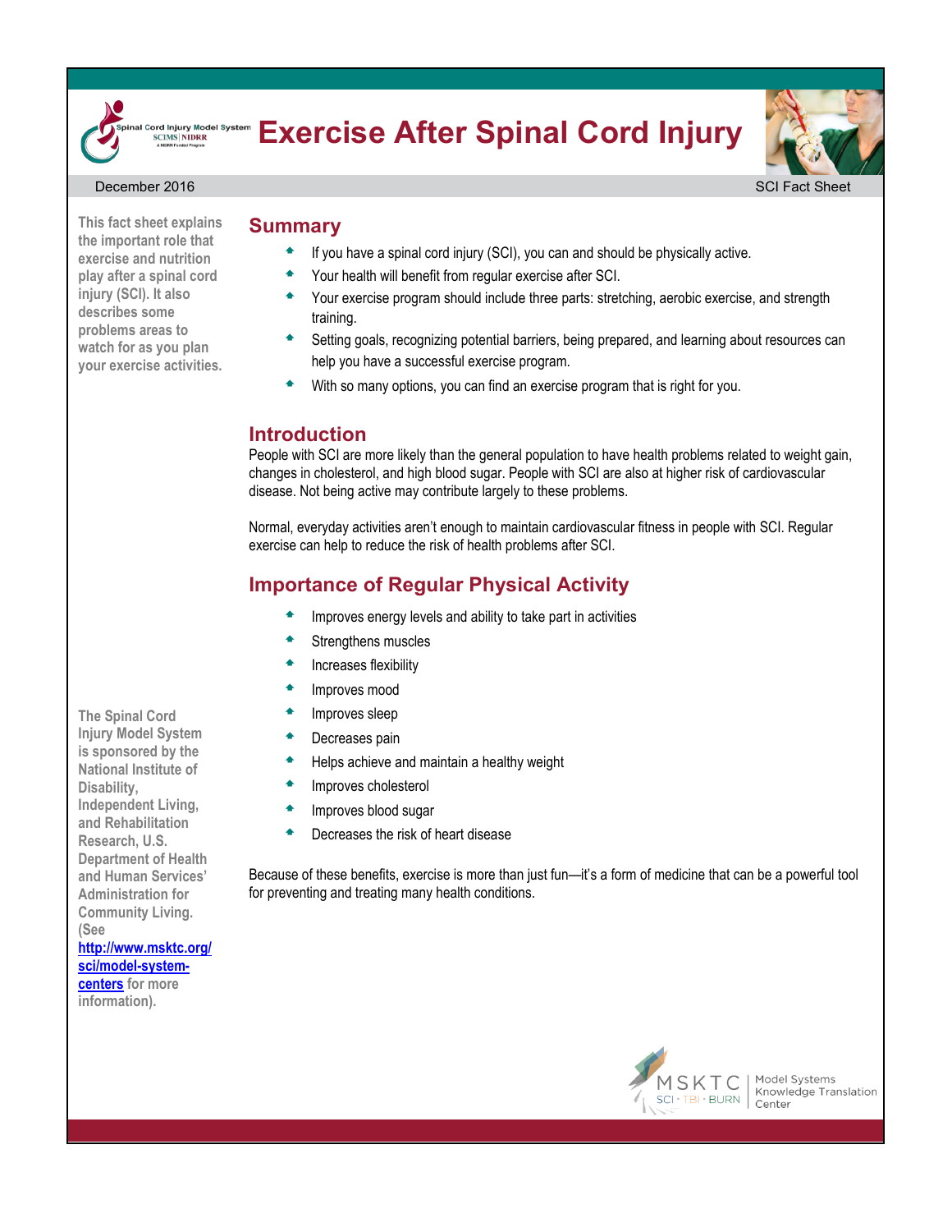# Exercise After Spinal Cord Injury

December 2016

SCI Fact Sheet

**This fact sheet explains the important role that exercise and nutrition play after a spinal cord injury (SCI). It also describes some problems areas to watch for as you plan your exercise activities.**

## Summary

- If you have a spinal cord injury (SCI), you can and should be physically active.
- Your health will benefit from regular exercise after SCI.
- Your exercise program should include three parts: stretching, aerobic exercise, and strength training.
- Setting goals, recognizing potential barriers, being prepared, and learning about resources can help you have a successful exercise program.
- With so many options, you can find an exercise program that is right for you.

## Introduction

People with SCI are more likely than the general population to have health problems related to weight gain, changes in cholesterol, and high blood sugar. People with SCI are also at higher risk of cardiovascular disease. Not being active may contribute largely to these problems.

Normal, everyday activities aren't enough to maintain cardiovascular fitness in people with SCI. Regular exercise can help to reduce the risk of health problems after SCI.

## Importance of Regular Physical Activity

- Improves energy levels and ability to take part in activities
- Strengthens muscles
- Increases flexibility
- Improves mood
- Improves sleep
- Decreases pain
- Helps achieve and maintain a healthy weight
- Improves cholesterol
- Improves blood sugar
- Decreases the risk of heart disease

Because of these benefits, exercise is more than just fun—it's a form of medicine that can be a powerful tool for preventing and treating many health conditions.

**The Spinal Cord Injury Model System is sponsored by the National Institute of Disability, Independent Living, and Rehabilitation Research, U.S. Department of Health and Human Services' Administration for Community Living. (See [http://www.msktc.org/sci/model-system-centers](http://www.msktc.org/sci/model-system-centers) for more information).**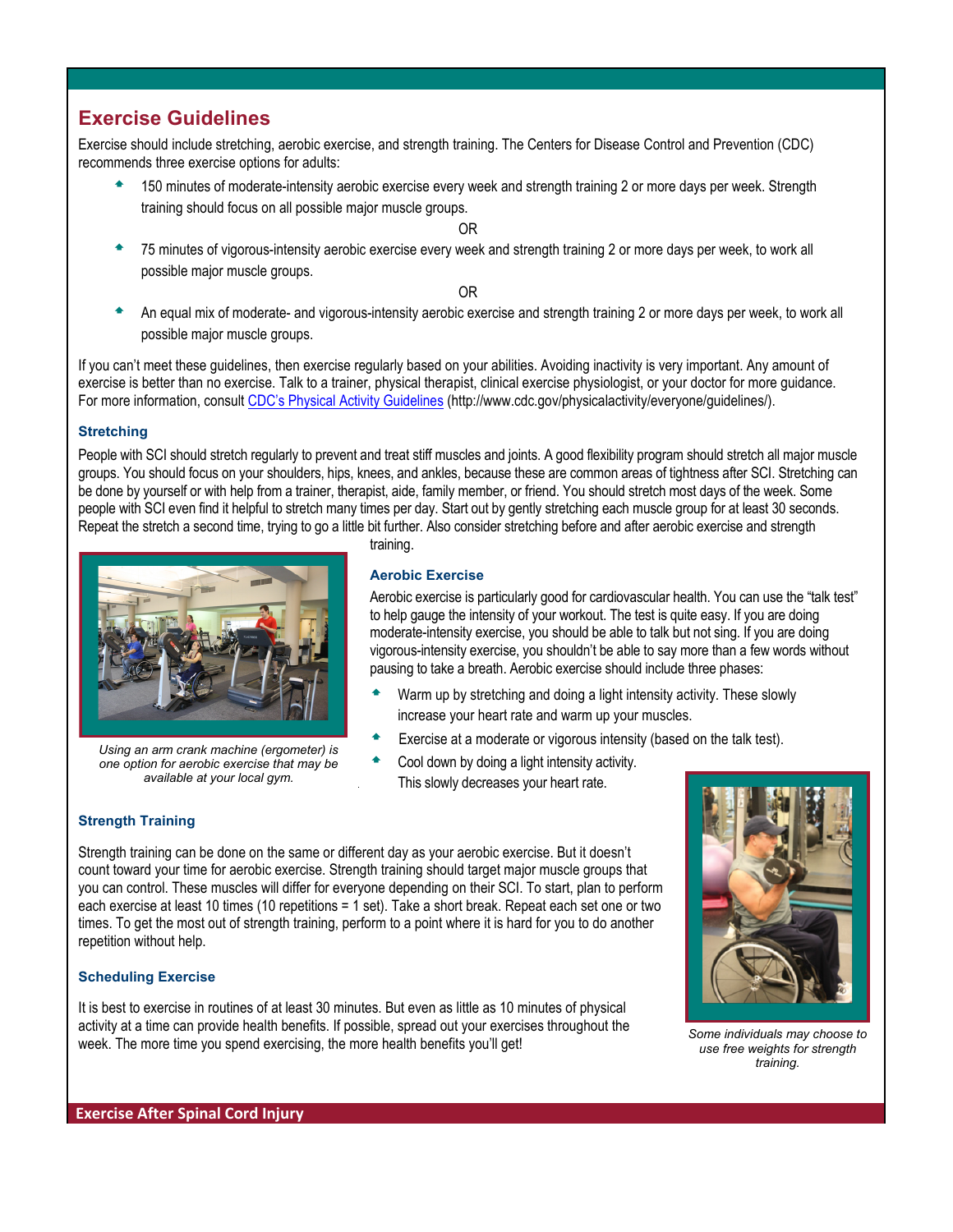## Exercise Guidelines

Exercise should include stretching, aerobic exercise, and strength training. The Centers for Disease Control and Prevention (CDC) recommends three exercise options for adults:

- 150 minutes of moderate-intensity aerobic exercise every week and strength training 2 or more days per week. Strength training should focus on all possible major muscle groups.

OR

- 75 minutes of vigorous-intensity aerobic exercise every week and strength training 2 or more days per week, to work all possible major muscle groups.

OR

- An equal mix of moderate- and vigorous-intensity aerobic exercise and strength training 2 or more days per week, to work all possible major muscle groups.

If you can't meet these guidelines, then exercise regularly based on your abilities. Avoiding inactivity is very important. Any amount of exercise is better than no exercise. Talk to a trainer, physical therapist, clinical exercise physiologist, or your doctor for more guidance. For more information, consult CDC's Physical Activity Guidelines (http://www.cdc.gov/physicalactivity/everyone/guidelines/).

### Stretching

People with SCI should stretch regularly to prevent and treat stiff muscles and joints. A good flexibility program should stretch all major muscle groups. You should focus on your shoulders, hips, knees, and ankles, because these are common areas of tightness after SCI. Stretching can be done by yourself or with help from a trainer, therapist, aide, family member, or friend. You should stretch most days of the week. Some people with SCI even find it helpful to stretch many times per day. Start out by gently stretching each muscle group for at least 30 seconds. Repeat the stretch a second time, trying to go a little bit further. Also consider stretching before and after aerobic exercise and strength training.

*Using an arm crank machine (ergometer) is one option for aerobic exercise that may be available at your local gym.*

### Aerobic Exercise

Aerobic exercise is particularly good for cardiovascular health. You can use the "talk test" to help gauge the intensity of your workout. The test is quite easy. If you are doing moderate-intensity exercise, you should be able to talk but not sing. If you are doing vigorous-intensity exercise, you shouldn't be able to say more than a few words without pausing to take a breath. Aerobic exercise should include three phases:

- Warm up by stretching and doing a light intensity activity. These slowly increase your heart rate and warm up your muscles.
- Exercise at a moderate or vigorous intensity (based on the talk test).
- Cool down by doing a light intensity activity. This slowly decreases your heart rate.

### Strength Training

Strength training can be done on the same or different day as your aerobic exercise. But it doesn't count toward your time for aerobic exercise. Strength training should target major muscle groups that you can control. These muscles will differ for everyone depending on their SCI. To start, plan to perform each exercise at least 10 times (10 repetitions = 1 set). Take a short break. Repeat each set one or two times. To get the most out of strength training, perform to a point where it is hard for you to do another repetition without help.

### Scheduling Exercise

It is best to exercise in routines of at least 30 minutes. But even as little as 10 minutes of physical activity at a time can provide health benefits. If possible, spread out your exercises throughout the week. The more time you spend exercising, the more health benefits you'll get!

*Some individuals may choose to use free weights for strength training.*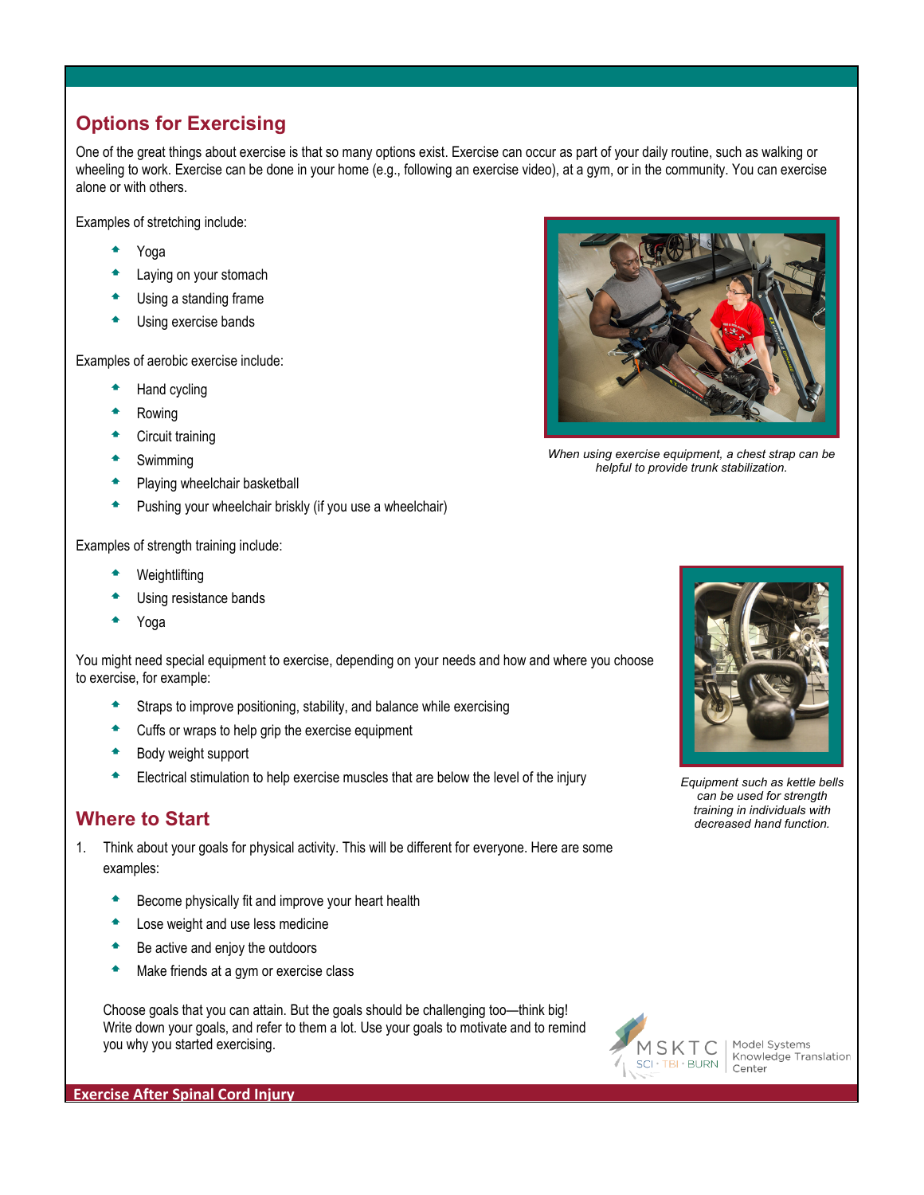## Options for Exercising

One of the great things about exercise is that so many options exist. Exercise can occur as part of your daily routine, such as walking or wheeling to work. Exercise can be done in your home (e.g., following an exercise video), at a gym, or in the community. You can exercise alone or with others.

Examples of stretching include:

- Yoga
- Laying on your stomach
- Using a standing frame
- Using exercise bands

Examples of aerobic exercise include:

- Hand cycling
- Rowing
- Circuit training
- Swimming
- Playing wheelchair basketball
- Pushing your wheelchair briskly (if you use a wheelchair)

*When using exercise equipment, a chest strap can be helpful to provide trunk stabilization.*

Examples of strength training include:

- Weightlifting
- Using resistance bands
- Yoga

You might need special equipment to exercise, depending on your needs and how and where you choose to exercise, for example:

- Straps to improve positioning, stability, and balance while exercising
- Cuffs or wraps to help grip the exercise equipment
- Body weight support
- Electrical stimulation to help exercise muscles that are below the level of the injury

*Equipment such as kettle bells can be used for strength training in individuals with decreased hand function.*

## Where to Start

1. Think about your goals for physical activity. This will be different for everyone. Here are some examples:

   - Become physically fit and improve your heart health
   - Lose weight and use less medicine
   - Be active and enjoy the outdoors
   - Make friends at a gym or exercise class

   Choose goals that you can attain. But the goals should be challenging too—think big! Write down your goals, and refer to them a lot. Use your goals to motivate and to remind you why you started exercising.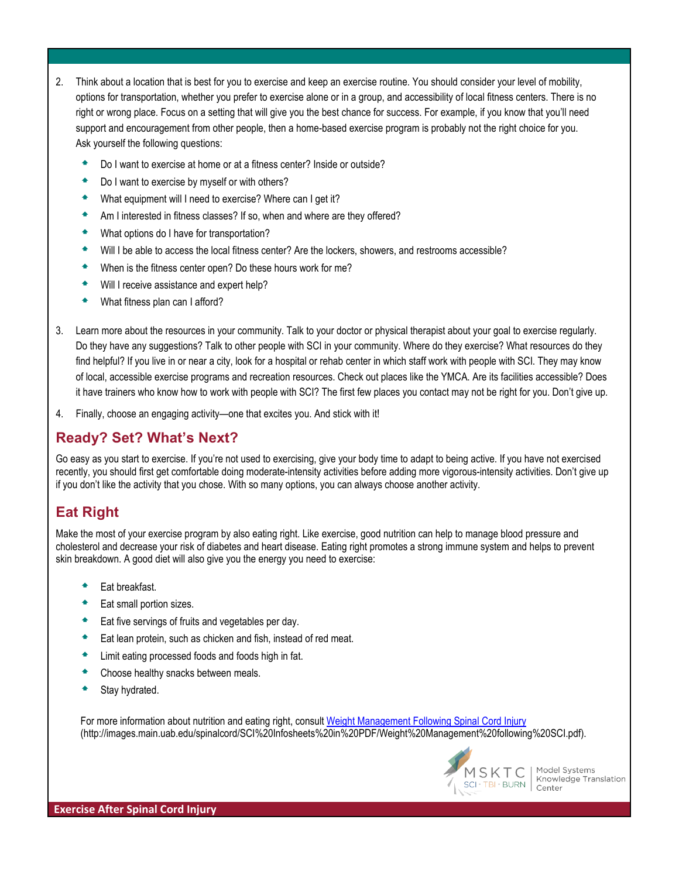2. Think about a location that is best for you to exercise and keep an exercise routine. You should consider your level of mobility, options for transportation, whether you prefer to exercise alone or in a group, and accessibility of local fitness centers. There is no right or wrong place. Focus on a setting that will give you the best chance for success. For example, if you know that you'll need support and encouragement from other people, then a home-based exercise program is probably not the right choice for you. Ask yourself the following questions:
   - Do I want to exercise at home or at a fitness center? Inside or outside?
   - Do I want to exercise by myself or with others?
   - What equipment will I need to exercise? Where can I get it?
   - Am I interested in fitness classes? If so, when and where are they offered?
   - What options do I have for transportation?
   - Will I be able to access the local fitness center? Are the lockers, showers, and restrooms accessible?
   - When is the fitness center open? Do these hours work for me?
   - Will I receive assistance and expert help?
   - What fitness plan can I afford?

3. Learn more about the resources in your community. Talk to your doctor or physical therapist about your goal to exercise regularly. Do they have any suggestions? Talk to other people with SCI in your community. Where do they exercise? What resources do they find helpful? If you live in or near a city, look for a hospital or rehab center in which staff work with people with SCI. They may know of local, accessible exercise programs and recreation resources. Check out places like the YMCA. Are its facilities accessible? Does it have trainers who know how to work with people with SCI? The first few places you contact may not be right for you. Don't give up.

4. Finally, choose an engaging activity—one that excites you. And stick with it!

## Ready? Set? What's Next?

Go easy as you start to exercise. If you're not used to exercising, give your body time to adapt to being active. If you have not exercised recently, you should first get comfortable doing moderate-intensity activities before adding more vigorous-intensity activities. Don't give up if you don't like the activity that you chose. With so many options, you can always choose another activity.

## Eat Right

Make the most of your exercise program by also eating right. Like exercise, good nutrition can help to manage blood pressure and cholesterol and decrease your risk of diabetes and heart disease. Eating right promotes a strong immune system and helps to prevent skin breakdown. A good diet will also give you the energy you need to exercise:

- Eat breakfast.
- Eat small portion sizes.
- Eat five servings of fruits and vegetables per day.
- Eat lean protein, such as chicken and fish, instead of red meat.
- Limit eating processed foods and foods high in fat.
- Choose healthy snacks between meals.
- Stay hydrated.

For more information about nutrition and eating right, consult [Weight Management Following Spinal Cord Injury](http://images.main.uab.edu/spinalcord/SCI%20Infosheets%20in%20PDF/Weight%20Management%20following%20SCI.pdf) (http://images.main.uab.edu/spinalcord/SCI%20Infosheets%20in%20PDF/Weight%20Management%20following%20SCI.pdf).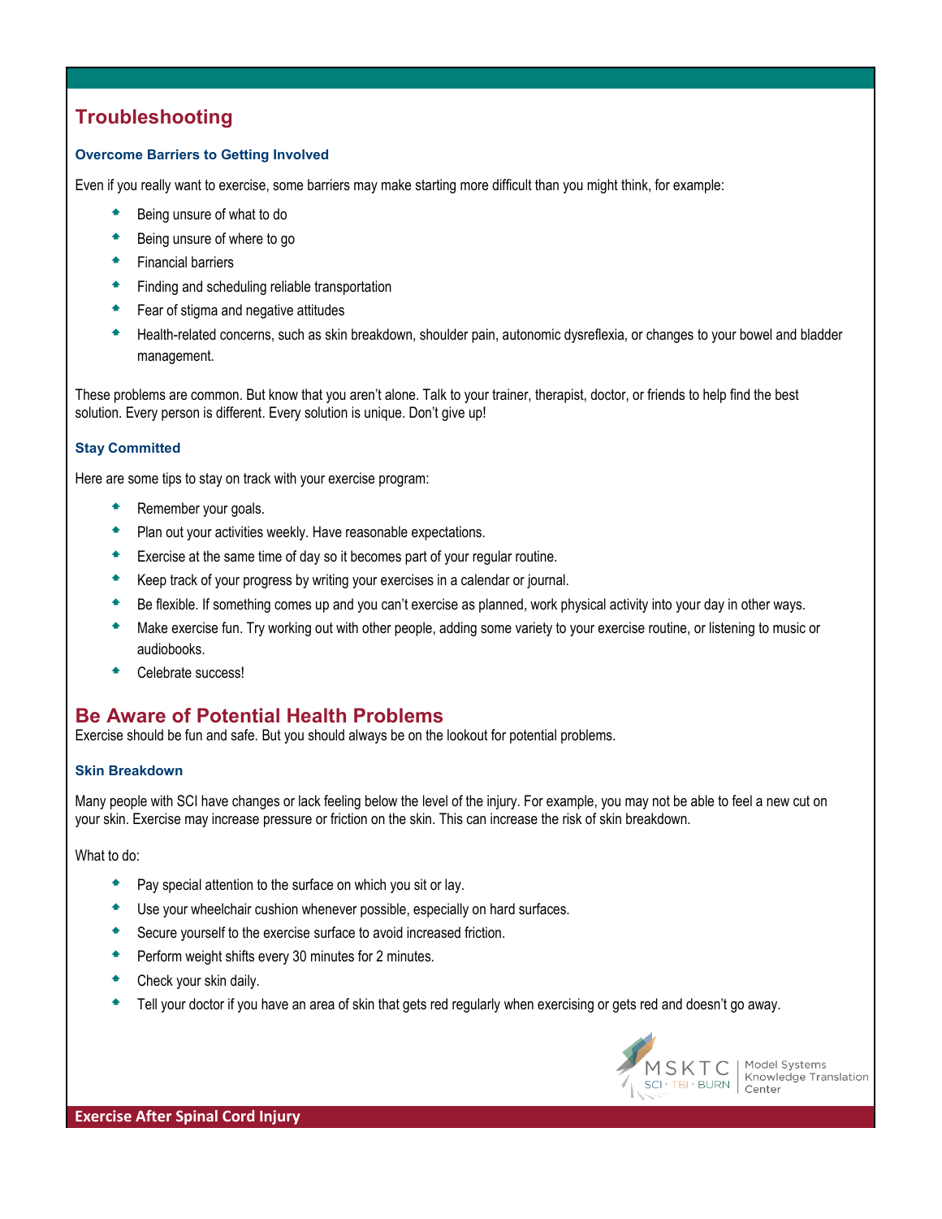## Troubleshooting

### Overcome Barriers to Getting Involved

Even if you really want to exercise, some barriers may make starting more difficult than you might think, for example:

- Being unsure of what to do
- Being unsure of where to go
- Financial barriers
- Finding and scheduling reliable transportation
- Fear of stigma and negative attitudes
- Health-related concerns, such as skin breakdown, shoulder pain, autonomic dysreflexia, or changes to your bowel and bladder management.

These problems are common. But know that you aren't alone. Talk to your trainer, therapist, doctor, or friends to help find the best solution. Every person is different. Every solution is unique. Don't give up!

### Stay Committed

Here are some tips to stay on track with your exercise program:

- Remember your goals.
- Plan out your activities weekly. Have reasonable expectations.
- Exercise at the same time of day so it becomes part of your regular routine.
- Keep track of your progress by writing your exercises in a calendar or journal.
- Be flexible. If something comes up and you can't exercise as planned, work physical activity into your day in other ways.
- Make exercise fun. Try working out with other people, adding some variety to your exercise routine, or listening to music or audiobooks.
- Celebrate success!

## Be Aware of Potential Health Problems

Exercise should be fun and safe. But you should always be on the lookout for potential problems.

### Skin Breakdown

Many people with SCI have changes or lack feeling below the level of the injury. For example, you may not be able to feel a new cut on your skin. Exercise may increase pressure or friction on the skin. This can increase the risk of skin breakdown.

What to do:

- Pay special attention to the surface on which you sit or lay.
- Use your wheelchair cushion whenever possible, especially on hard surfaces.
- Secure yourself to the exercise surface to avoid increased friction.
- Perform weight shifts every 30 minutes for 2 minutes.
- Check your skin daily.
- Tell your doctor if you have an area of skin that gets red regularly when exercising or gets red and doesn't go away.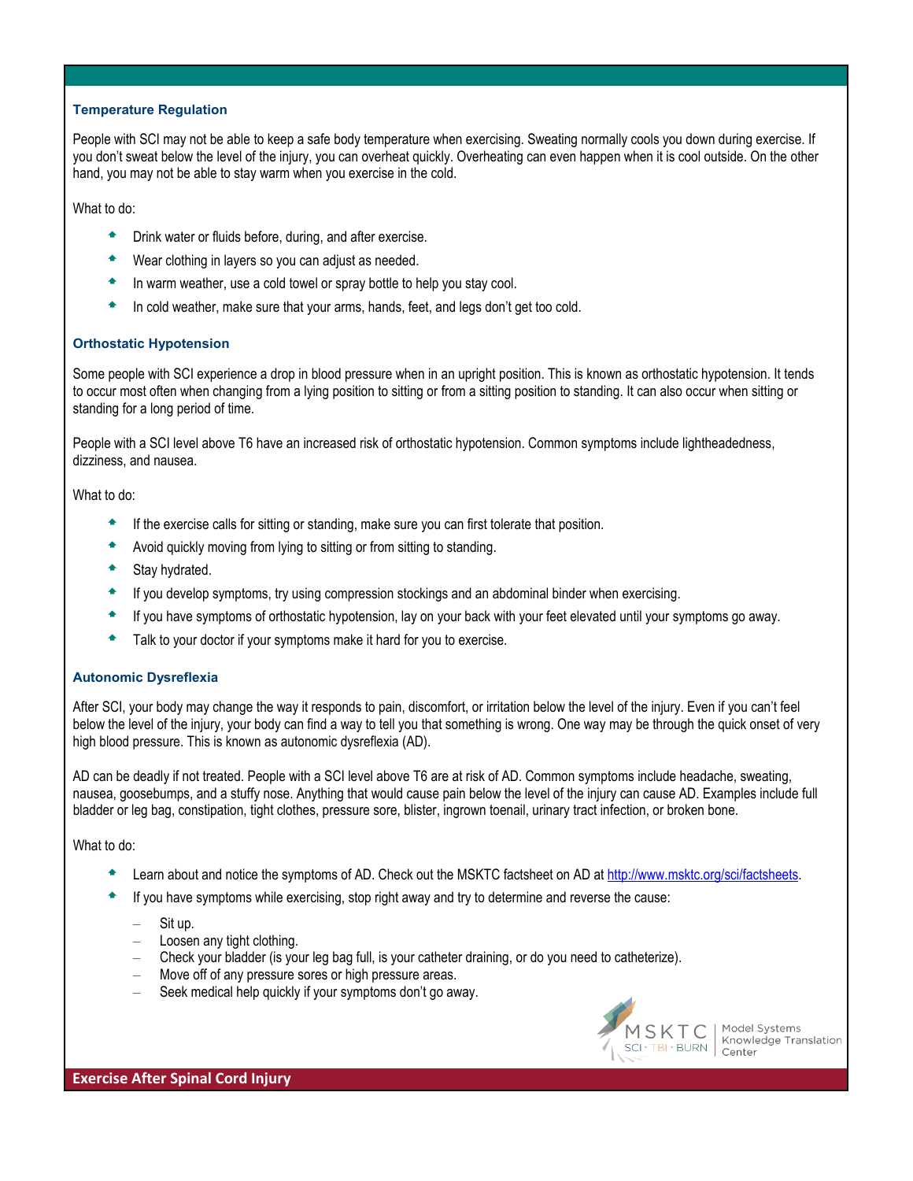### Temperature Regulation

People with SCI may not be able to keep a safe body temperature when exercising. Sweating normally cools you down during exercise. If you don't sweat below the level of the injury, you can overheat quickly. Overheating can even happen when it is cool outside. On the other hand, you may not be able to stay warm when you exercise in the cold.

What to do:

- Drink water or fluids before, during, and after exercise.
- Wear clothing in layers so you can adjust as needed.
- In warm weather, use a cold towel or spray bottle to help you stay cool.
- In cold weather, make sure that your arms, hands, feet, and legs don't get too cold.

### Orthostatic Hypotension

Some people with SCI experience a drop in blood pressure when in an upright position. This is known as orthostatic hypotension. It tends to occur most often when changing from a lying position to sitting or from a sitting position to standing. It can also occur when sitting or standing for a long period of time.

People with a SCI level above T6 have an increased risk of orthostatic hypotension. Common symptoms include lightheadedness, dizziness, and nausea.

What to do:

- If the exercise calls for sitting or standing, make sure you can first tolerate that position.
- Avoid quickly moving from lying to sitting or from sitting to standing.
- Stay hydrated.
- If you develop symptoms, try using compression stockings and an abdominal binder when exercising.
- If you have symptoms of orthostatic hypotension, lay on your back with your feet elevated until your symptoms go away.
- Talk to your doctor if your symptoms make it hard for you to exercise.

### Autonomic Dysreflexia

After SCI, your body may change the way it responds to pain, discomfort, or irritation below the level of the injury. Even if you can't feel below the level of the injury, your body can find a way to tell you that something is wrong. One way may be through the quick onset of very high blood pressure. This is known as autonomic dysreflexia (AD).

AD can be deadly if not treated. People with a SCI level above T6 are at risk of AD. Common symptoms include headache, sweating, nausea, goosebumps, and a stuffy nose. Anything that would cause pain below the level of the injury can cause AD. Examples include full bladder or leg bag, constipation, tight clothes, pressure sore, blister, ingrown toenail, urinary tract infection, or broken bone.

What to do:

- Learn about and notice the symptoms of AD. Check out the MSKTC factsheet on AD at http://www.msktc.org/sci/factsheets.
- If you have symptoms while exercising, stop right away and try to determine and reverse the cause:
  - Sit up.
  - Loosen any tight clothing.
  - Check your bladder (is your leg bag full, is your catheter draining, or do you need to catheterize).
  - Move off of any pressure sores or high pressure areas.
  - Seek medical help quickly if your symptoms don't go away.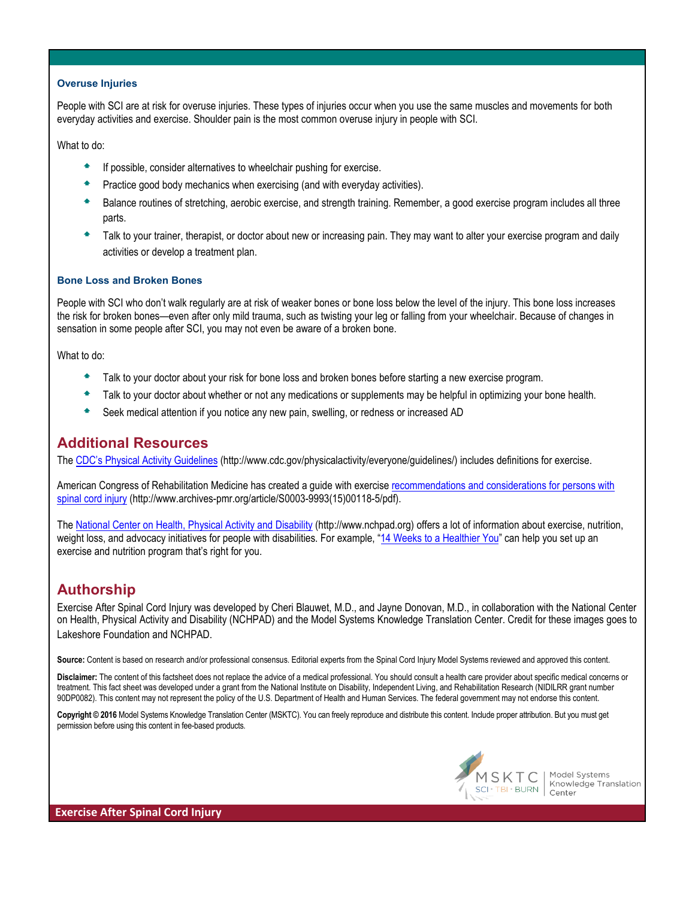### Overuse Injuries

People with SCI are at risk for overuse injuries. These types of injuries occur when you use the same muscles and movements for both everyday activities and exercise. Shoulder pain is the most common overuse injury in people with SCI.

What to do:

- If possible, consider alternatives to wheelchair pushing for exercise.
- Practice good body mechanics when exercising (and with everyday activities).
- Balance routines of stretching, aerobic exercise, and strength training. Remember, a good exercise program includes all three parts.
- Talk to your trainer, therapist, or doctor about new or increasing pain. They may want to alter your exercise program and daily activities or develop a treatment plan.

### Bone Loss and Broken Bones

People with SCI who don't walk regularly are at risk of weaker bones or bone loss below the level of the injury. This bone loss increases the risk for broken bones—even after only mild trauma, such as twisting your leg or falling from your wheelchair. Because of changes in sensation in some people after SCI, you may not even be aware of a broken bone.

What to do:

- Talk to your doctor about your risk for bone loss and broken bones before starting a new exercise program.
- Talk to your doctor about whether or not any medications or supplements may be helpful in optimizing your bone health.
- Seek medical attention if you notice any new pain, swelling, or redness or increased AD

## Additional Resources

The CDC's Physical Activity Guidelines (http://www.cdc.gov/physicalactivity/everyone/guidelines/) includes definitions for exercise.

American Congress of Rehabilitation Medicine has created a guide with exercise recommendations and considerations for persons with spinal cord injury (http://www.archives-pmr.org/article/S0003-9993(15)00118-5/pdf).

The National Center on Health, Physical Activity and Disability (http://www.nchpad.org) offers a lot of information about exercise, nutrition, weight loss, and advocacy initiatives for people with disabilities. For example, "14 Weeks to a Healthier You" can help you set up an exercise and nutrition program that's right for you.

## Authorship

Exercise After Spinal Cord Injury was developed by Cheri Blauwet, M.D., and Jayne Donovan, M.D., in collaboration with the National Center on Health, Physical Activity and Disability (NCHPAD) and the Model Systems Knowledge Translation Center. Credit for these images goes to Lakeshore Foundation and NCHPAD.

**Source:** Content is based on research and/or professional consensus. Editorial experts from the Spinal Cord Injury Model Systems reviewed and approved this content.

**Disclaimer:** The content of this factsheet does not replace the advice of a medical professional. You should consult a health care provider about specific medical concerns or treatment. This fact sheet was developed under a grant from the National Institute on Disability, Independent Living, and Rehabilitation Research (NIDILRR grant number 90DP0082). This content may not represent the policy of the U.S. Department of Health and Human Services. The federal government may not endorse this content.

**Copyright © 2016** Model Systems Knowledge Translation Center (MSKTC). You can freely reproduce and distribute this content. Include proper attribution. But you must get permission before using this content in fee-based products.

MSKTC SCI · TBI · BURN | Model Systems Knowledge Translation Center